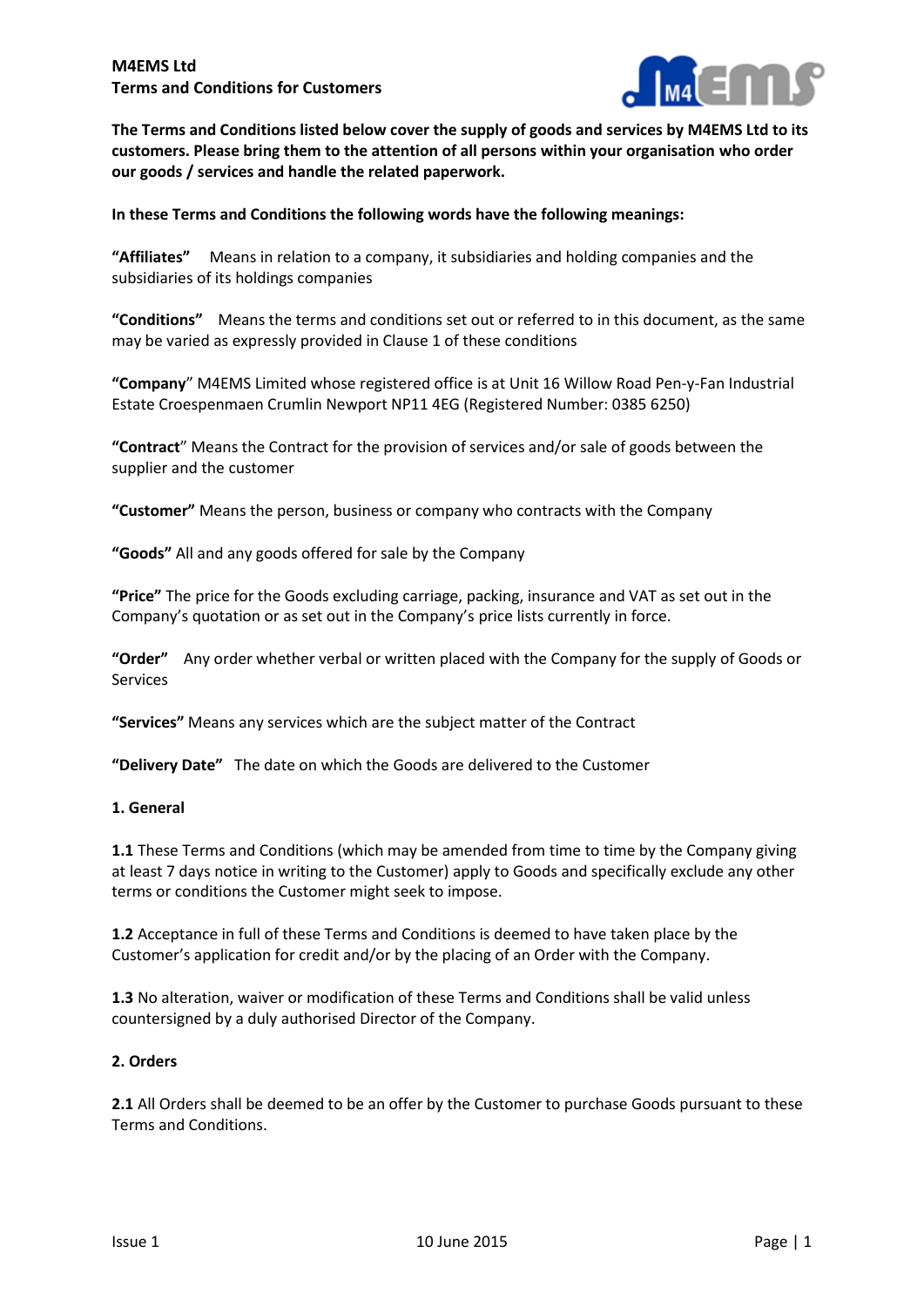**M4EMS Ltd**
**Terms and Conditions for Customers**

**The Terms and Conditions listed below cover the supply of goods and services by M4EMS Ltd to its customers. Please bring them to the attention of all persons within your organisation who order our goods / services and handle the related paperwork.**

**In these Terms and Conditions the following words have the following meanings:**

**"Affiliates"** Means in relation to a company, it subsidiaries and holding companies and the subsidiaries of its holdings companies

**"Conditions"** Means the terms and conditions set out or referred to in this document, as the same may be varied as expressly provided in Clause 1 of these conditions

**"Company**" M4EMS Limited whose registered office is at Unit 16 Willow Road Pen-y-Fan Industrial Estate Croespenmaen Crumlin Newport NP11 4EG (Registered Number: 0385 6250)

**"Contract**" Means the Contract for the provision of services and/or sale of goods between the supplier and the customer

**"Customer"** Means the person, business or company who contracts with the Company

**"Goods"** All and any goods offered for sale by the Company

**"Price"** The price for the Goods excluding carriage, packing, insurance and VAT as set out in the Company's quotation or as set out in the Company's price lists currently in force.

**"Order"** Any order whether verbal or written placed with the Company for the supply of Goods or Services

**"Services"** Means any services which are the subject matter of the Contract

**"Delivery Date"** The date on which the Goods are delivered to the Customer

**1. General**

**1.1** These Terms and Conditions (which may be amended from time to time by the Company giving at least 7 days notice in writing to the Customer) apply to Goods and specifically exclude any other terms or conditions the Customer might seek to impose.

**1.2** Acceptance in full of these Terms and Conditions is deemed to have taken place by the Customer's application for credit and/or by the placing of an Order with the Company.

**1.3** No alteration, waiver or modification of these Terms and Conditions shall be valid unless countersigned by a duly authorised Director of the Company.

**2. Orders**

**2.1** All Orders shall be deemed to be an offer by the Customer to purchase Goods pursuant to these Terms and Conditions.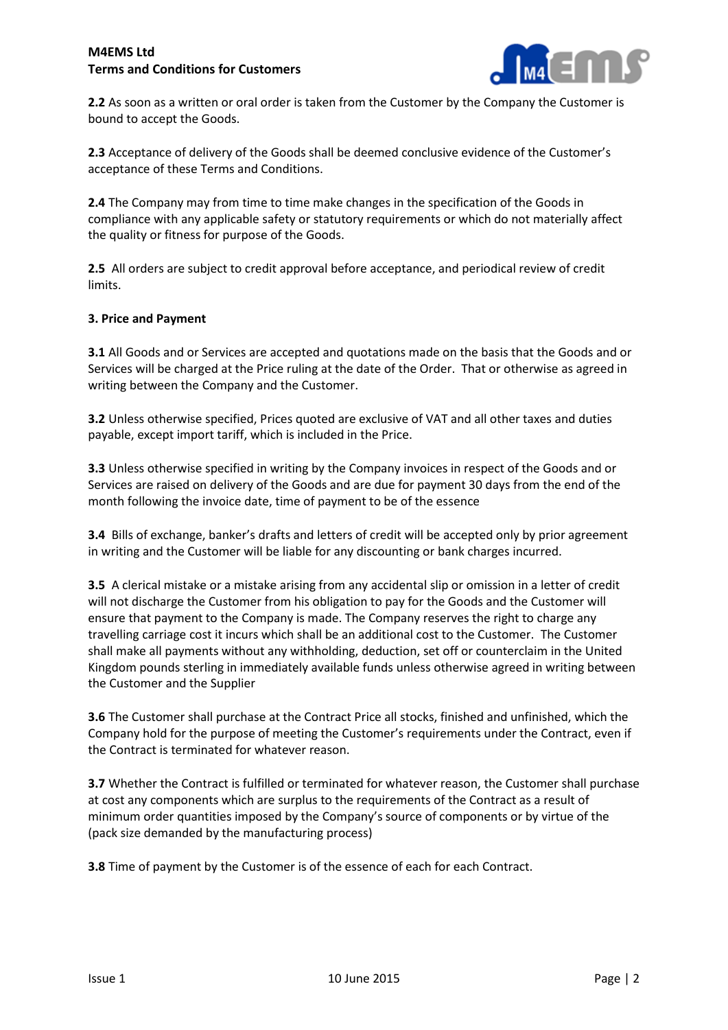**2.2** As soon as a written or oral order is taken from the Customer by the Company the Customer is bound to accept the Goods.

**2.3** Acceptance of delivery of the Goods shall be deemed conclusive evidence of the Customer's acceptance of these Terms and Conditions.

**2.4** The Company may from time to time make changes in the specification of the Goods in compliance with any applicable safety or statutory requirements or which do not materially affect the quality or fitness for purpose of the Goods.

**2.5** All orders are subject to credit approval before acceptance, and periodical review of credit limits.

**3. Price and Payment**

**3.1** All Goods and or Services are accepted and quotations made on the basis that the Goods and or Services will be charged at the Price ruling at the date of the Order. That or otherwise as agreed in writing between the Company and the Customer.

**3.2** Unless otherwise specified, Prices quoted are exclusive of VAT and all other taxes and duties payable, except import tariff, which is included in the Price.

**3.3** Unless otherwise specified in writing by the Company invoices in respect of the Goods and or Services are raised on delivery of the Goods and are due for payment 30 days from the end of the month following the invoice date, time of payment to be of the essence

**3.4** Bills of exchange, banker's drafts and letters of credit will be accepted only by prior agreement in writing and the Customer will be liable for any discounting or bank charges incurred.

**3.5** A clerical mistake or a mistake arising from any accidental slip or omission in a letter of credit will not discharge the Customer from his obligation to pay for the Goods and the Customer will ensure that payment to the Company is made. The Company reserves the right to charge any travelling carriage cost it incurs which shall be an additional cost to the Customer. The Customer shall make all payments without any withholding, deduction, set off or counterclaim in the United Kingdom pounds sterling in immediately available funds unless otherwise agreed in writing between the Customer and the Supplier

**3.6** The Customer shall purchase at the Contract Price all stocks, finished and unfinished, which the Company hold for the purpose of meeting the Customer's requirements under the Contract, even if the Contract is terminated for whatever reason.

**3.7** Whether the Contract is fulfilled or terminated for whatever reason, the Customer shall purchase at cost any components which are surplus to the requirements of the Contract as a result of minimum order quantities imposed by the Company's source of components or by virtue of the (pack size demanded by the manufacturing process)

**3.8** Time of payment by the Customer is of the essence of each for each Contract.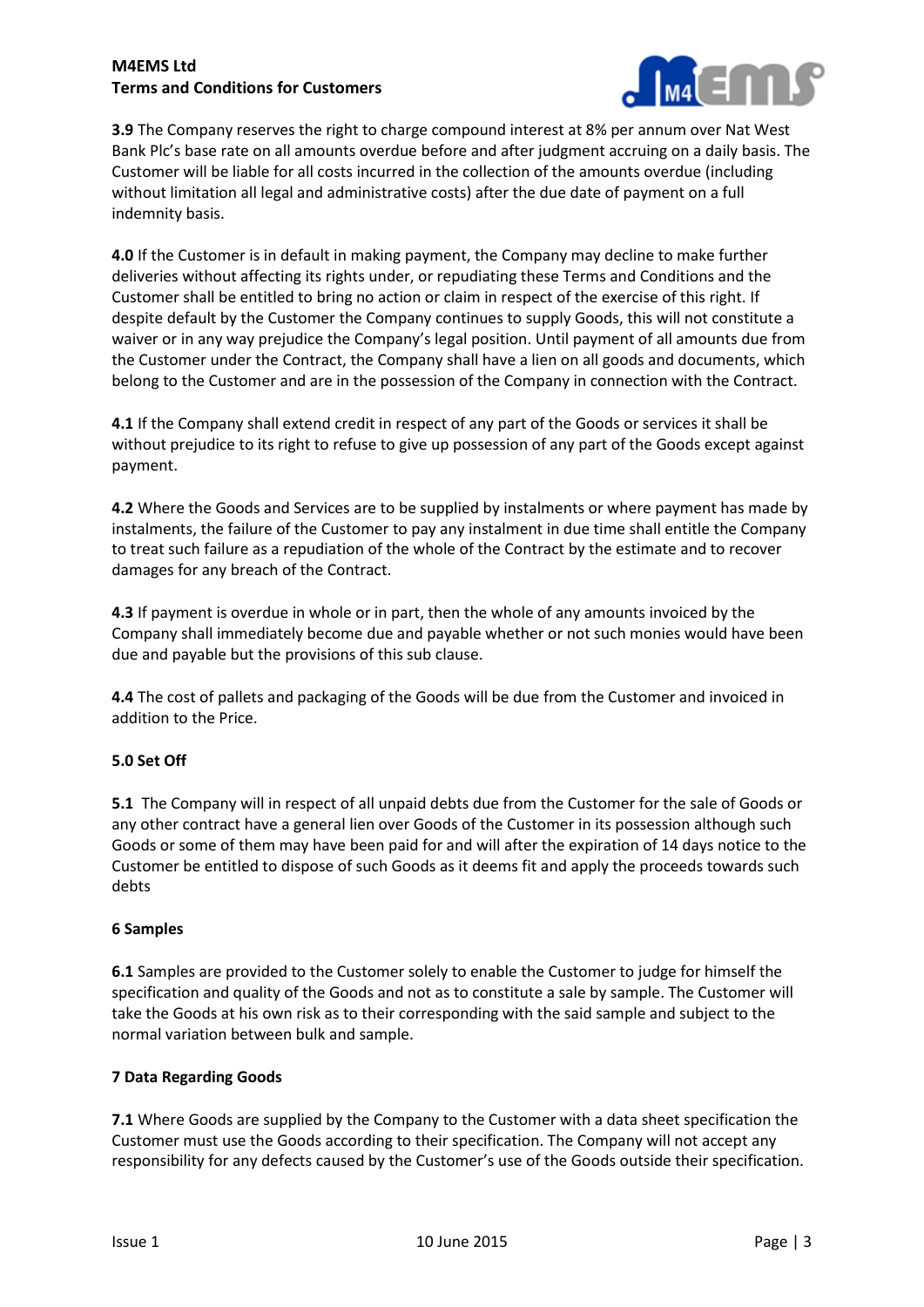**3.9** The Company reserves the right to charge compound interest at 8% per annum over Nat West Bank Plc's base rate on all amounts overdue before and after judgment accruing on a daily basis. The Customer will be liable for all costs incurred in the collection of the amounts overdue (including without limitation all legal and administrative costs) after the due date of payment on a full indemnity basis.

**4.0** If the Customer is in default in making payment, the Company may decline to make further deliveries without affecting its rights under, or repudiating these Terms and Conditions and the Customer shall be entitled to bring no action or claim in respect of the exercise of this right. If despite default by the Customer the Company continues to supply Goods, this will not constitute a waiver or in any way prejudice the Company's legal position. Until payment of all amounts due from the Customer under the Contract, the Company shall have a lien on all goods and documents, which belong to the Customer and are in the possession of the Company in connection with the Contract.

**4.1** If the Company shall extend credit in respect of any part of the Goods or services it shall be without prejudice to its right to refuse to give up possession of any part of the Goods except against payment.

**4.2** Where the Goods and Services are to be supplied by instalments or where payment has made by instalments, the failure of the Customer to pay any instalment in due time shall entitle the Company to treat such failure as a repudiation of the whole of the Contract by the estimate and to recover damages for any breach of the Contract.

**4.3** If payment is overdue in whole or in part, then the whole of any amounts invoiced by the Company shall immediately become due and payable whether or not such monies would have been due and payable but the provisions of this sub clause.

**4.4** The cost of pallets and packaging of the Goods will be due from the Customer and invoiced in addition to the Price.

**5.0 Set Off**

**5.1** The Company will in respect of all unpaid debts due from the Customer for the sale of Goods or any other contract have a general lien over Goods of the Customer in its possession although such Goods or some of them may have been paid for and will after the expiration of 14 days notice to the Customer be entitled to dispose of such Goods as it deems fit and apply the proceeds towards such debts

**6 Samples**

**6.1** Samples are provided to the Customer solely to enable the Customer to judge for himself the specification and quality of the Goods and not as to constitute a sale by sample. The Customer will take the Goods at his own risk as to their corresponding with the said sample and subject to the normal variation between bulk and sample.

**7 Data Regarding Goods**

**7.1** Where Goods are supplied by the Company to the Customer with a data sheet specification the Customer must use the Goods according to their specification. The Company will not accept any responsibility for any defects caused by the Customer's use of the Goods outside their specification.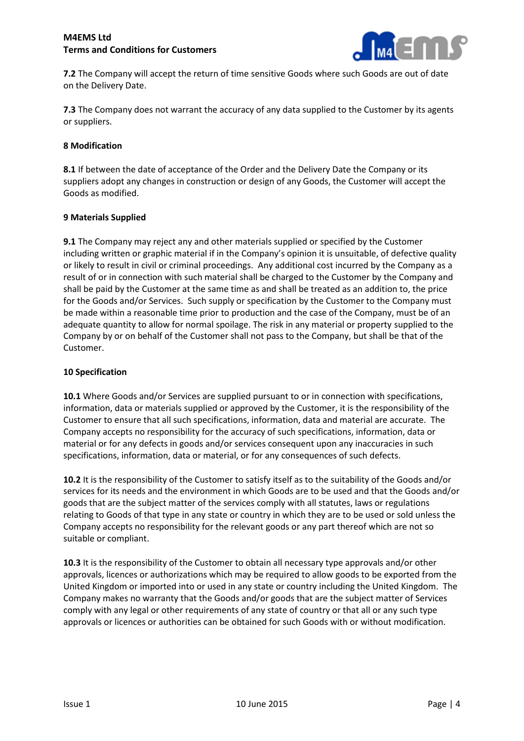**7.2** The Company will accept the return of time sensitive Goods where such Goods are out of date on the Delivery Date.

**7.3** The Company does not warrant the accuracy of any data supplied to the Customer by its agents or suppliers.

### 8 Modification

**8.1** If between the date of acceptance of the Order and the Delivery Date the Company or its suppliers adopt any changes in construction or design of any Goods, the Customer will accept the Goods as modified.

### 9 Materials Supplied

**9.1** The Company may reject any and other materials supplied or specified by the Customer including written or graphic material if in the Company's opinion it is unsuitable, of defective quality or likely to result in civil or criminal proceedings. Any additional cost incurred by the Company as a result of or in connection with such material shall be charged to the Customer by the Company and shall be paid by the Customer at the same time as and shall be treated as an addition to, the price for the Goods and/or Services. Such supply or specification by the Customer to the Company must be made within a reasonable time prior to production and the case of the Company, must be of an adequate quantity to allow for normal spoilage. The risk in any material or property supplied to the Company by or on behalf of the Customer shall not pass to the Company, but shall be that of the Customer.

### 10 Specification

**10.1** Where Goods and/or Services are supplied pursuant to or in connection with specifications, information, data or materials supplied or approved by the Customer, it is the responsibility of the Customer to ensure that all such specifications, information, data and material are accurate. The Company accepts no responsibility for the accuracy of such specifications, information, data or material or for any defects in goods and/or services consequent upon any inaccuracies in such specifications, information, data or material, or for any consequences of such defects.

**10.2** It is the responsibility of the Customer to satisfy itself as to the suitability of the Goods and/or services for its needs and the environment in which Goods are to be used and that the Goods and/or goods that are the subject matter of the services comply with all statutes, laws or regulations relating to Goods of that type in any state or country in which they are to be used or sold unless the Company accepts no responsibility for the relevant goods or any part thereof which are not so suitable or compliant.

**10.3** It is the responsibility of the Customer to obtain all necessary type approvals and/or other approvals, licences or authorizations which may be required to allow goods to be exported from the United Kingdom or imported into or used in any state or country including the United Kingdom. The Company makes no warranty that the Goods and/or goods that are the subject matter of Services comply with any legal or other requirements of any state of country or that all or any such type approvals or licences or authorities can be obtained for such Goods with or without modification.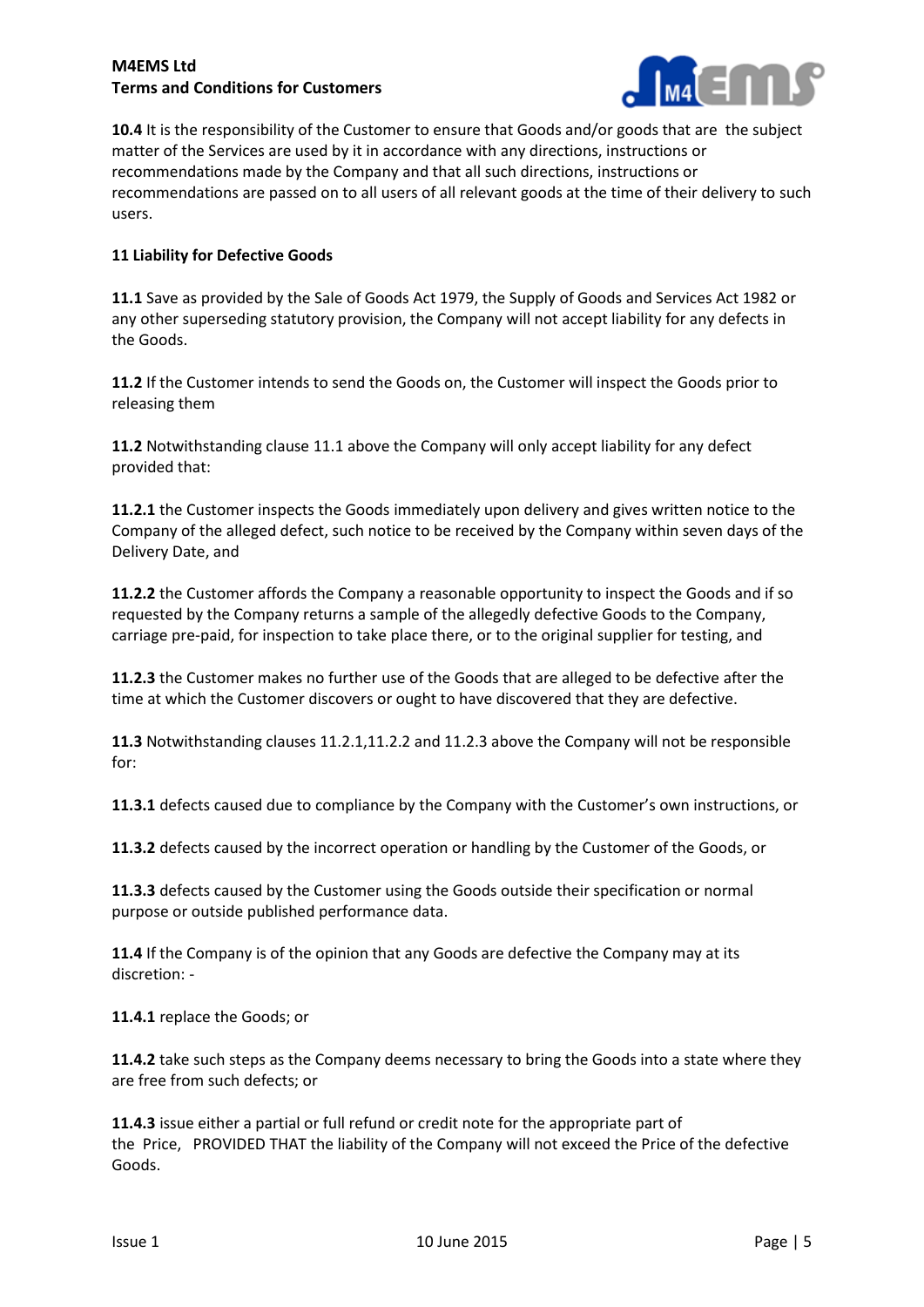**10.4** It is the responsibility of the Customer to ensure that Goods and/or goods that are the subject matter of the Services are used by it in accordance with any directions, instructions or recommendations made by the Company and that all such directions, instructions or recommendations are passed on to all users of all relevant goods at the time of their delivery to such users.

**11 Liability for Defective Goods**

**11.1** Save as provided by the Sale of Goods Act 1979, the Supply of Goods and Services Act 1982 or any other superseding statutory provision, the Company will not accept liability for any defects in the Goods.

**11.2** If the Customer intends to send the Goods on, the Customer will inspect the Goods prior to releasing them

**11.2** Notwithstanding clause 11.1 above the Company will only accept liability for any defect provided that:

**11.2.1** the Customer inspects the Goods immediately upon delivery and gives written notice to the Company of the alleged defect, such notice to be received by the Company within seven days of the Delivery Date, and

**11.2.2** the Customer affords the Company a reasonable opportunity to inspect the Goods and if so requested by the Company returns a sample of the allegedly defective Goods to the Company, carriage pre-paid, for inspection to take place there, or to the original supplier for testing, and

**11.2.3** the Customer makes no further use of the Goods that are alleged to be defective after the time at which the Customer discovers or ought to have discovered that they are defective.

**11.3** Notwithstanding clauses 11.2.1,11.2.2 and 11.2.3 above the Company will not be responsible for:

**11.3.1** defects caused due to compliance by the Company with the Customer's own instructions, or

**11.3.2** defects caused by the incorrect operation or handling by the Customer of the Goods, or

**11.3.3** defects caused by the Customer using the Goods outside their specification or normal purpose or outside published performance data.

**11.4** If the Company is of the opinion that any Goods are defective the Company may at its discretion: -

**11.4.1** replace the Goods; or

**11.4.2** take such steps as the Company deems necessary to bring the Goods into a state where they are free from such defects; or

**11.4.3** issue either a partial or full refund or credit note for the appropriate part of the Price, PROVIDED THAT the liability of the Company will not exceed the Price of the defective Goods.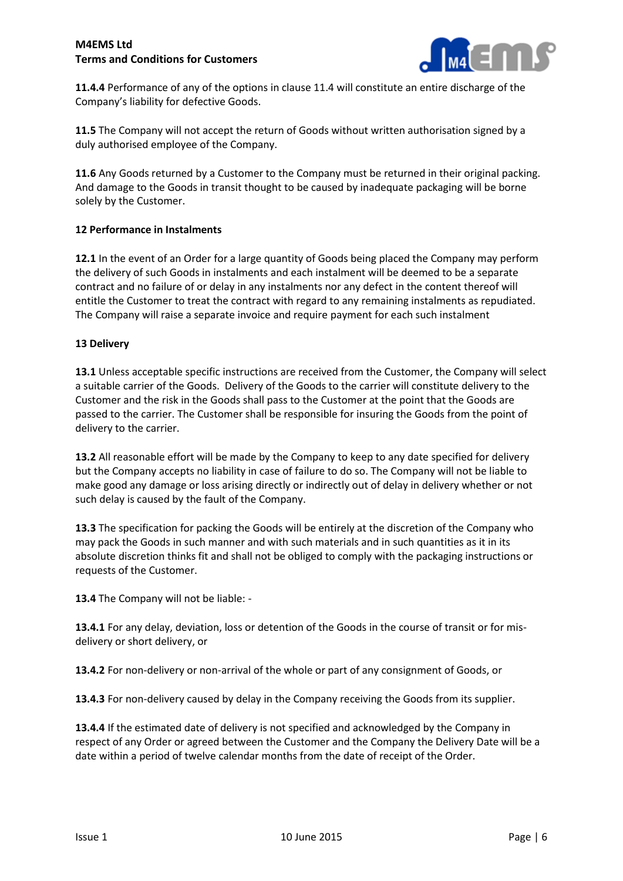**11.4.4** Performance of any of the options in clause 11.4 will constitute an entire discharge of the Company's liability for defective Goods.

**11.5** The Company will not accept the return of Goods without written authorisation signed by a duly authorised employee of the Company.

**11.6** Any Goods returned by a Customer to the Company must be returned in their original packing. And damage to the Goods in transit thought to be caused by inadequate packaging will be borne solely by the Customer.

**12 Performance in Instalments**

**12.1** In the event of an Order for a large quantity of Goods being placed the Company may perform the delivery of such Goods in instalments and each instalment will be deemed to be a separate contract and no failure of or delay in any instalments nor any defect in the content thereof will entitle the Customer to treat the contract with regard to any remaining instalments as repudiated. The Company will raise a separate invoice and require payment for each such instalment

**13 Delivery**

**13.1** Unless acceptable specific instructions are received from the Customer, the Company will select a suitable carrier of the Goods. Delivery of the Goods to the carrier will constitute delivery to the Customer and the risk in the Goods shall pass to the Customer at the point that the Goods are passed to the carrier. The Customer shall be responsible for insuring the Goods from the point of delivery to the carrier.

**13.2** All reasonable effort will be made by the Company to keep to any date specified for delivery but the Company accepts no liability in case of failure to do so. The Company will not be liable to make good any damage or loss arising directly or indirectly out of delay in delivery whether or not such delay is caused by the fault of the Company.

**13.3** The specification for packing the Goods will be entirely at the discretion of the Company who may pack the Goods in such manner and with such materials and in such quantities as it in its absolute discretion thinks fit and shall not be obliged to comply with the packaging instructions or requests of the Customer.

**13.4** The Company will not be liable: -

**13.4.1** For any delay, deviation, loss or detention of the Goods in the course of transit or for mis-delivery or short delivery, or

**13.4.2** For non-delivery or non-arrival of the whole or part of any consignment of Goods, or

**13.4.3** For non-delivery caused by delay in the Company receiving the Goods from its supplier.

**13.4.4** If the estimated date of delivery is not specified and acknowledged by the Company in respect of any Order or agreed between the Customer and the Company the Delivery Date will be a date within a period of twelve calendar months from the date of receipt of the Order.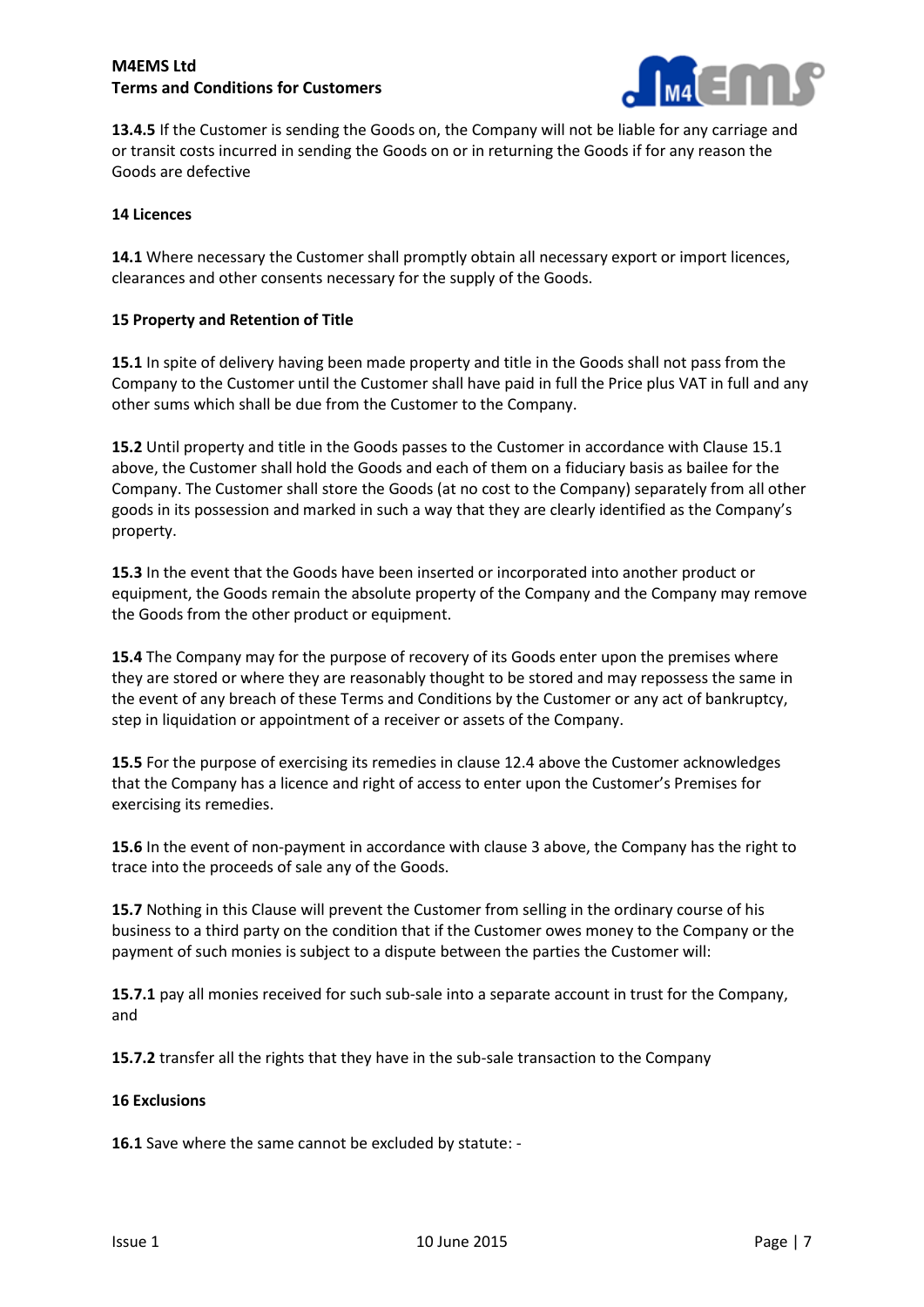**13.4.5** If the Customer is sending the Goods on, the Company will not be liable for any carriage and or transit costs incurred in sending the Goods on or in returning the Goods if for any reason the Goods are defective

**14 Licences**

**14.1** Where necessary the Customer shall promptly obtain all necessary export or import licences, clearances and other consents necessary for the supply of the Goods.

**15 Property and Retention of Title**

**15.1** In spite of delivery having been made property and title in the Goods shall not pass from the Company to the Customer until the Customer shall have paid in full the Price plus VAT in full and any other sums which shall be due from the Customer to the Company.

**15.2** Until property and title in the Goods passes to the Customer in accordance with Clause 15.1 above, the Customer shall hold the Goods and each of them on a fiduciary basis as bailee for the Company. The Customer shall store the Goods (at no cost to the Company) separately from all other goods in its possession and marked in such a way that they are clearly identified as the Company's property.

**15.3** In the event that the Goods have been inserted or incorporated into another product or equipment, the Goods remain the absolute property of the Company and the Company may remove the Goods from the other product or equipment.

**15.4** The Company may for the purpose of recovery of its Goods enter upon the premises where they are stored or where they are reasonably thought to be stored and may repossess the same in the event of any breach of these Terms and Conditions by the Customer or any act of bankruptcy, step in liquidation or appointment of a receiver or assets of the Company.

**15.5** For the purpose of exercising its remedies in clause 12.4 above the Customer acknowledges that the Company has a licence and right of access to enter upon the Customer's Premises for exercising its remedies.

**15.6** In the event of non-payment in accordance with clause 3 above, the Company has the right to trace into the proceeds of sale any of the Goods.

**15.7** Nothing in this Clause will prevent the Customer from selling in the ordinary course of his business to a third party on the condition that if the Customer owes money to the Company or the payment of such monies is subject to a dispute between the parties the Customer will:

**15.7.1** pay all monies received for such sub-sale into a separate account in trust for the Company, and

**15.7.2** transfer all the rights that they have in the sub-sale transaction to the Company

**16 Exclusions**

**16.1** Save where the same cannot be excluded by statute: -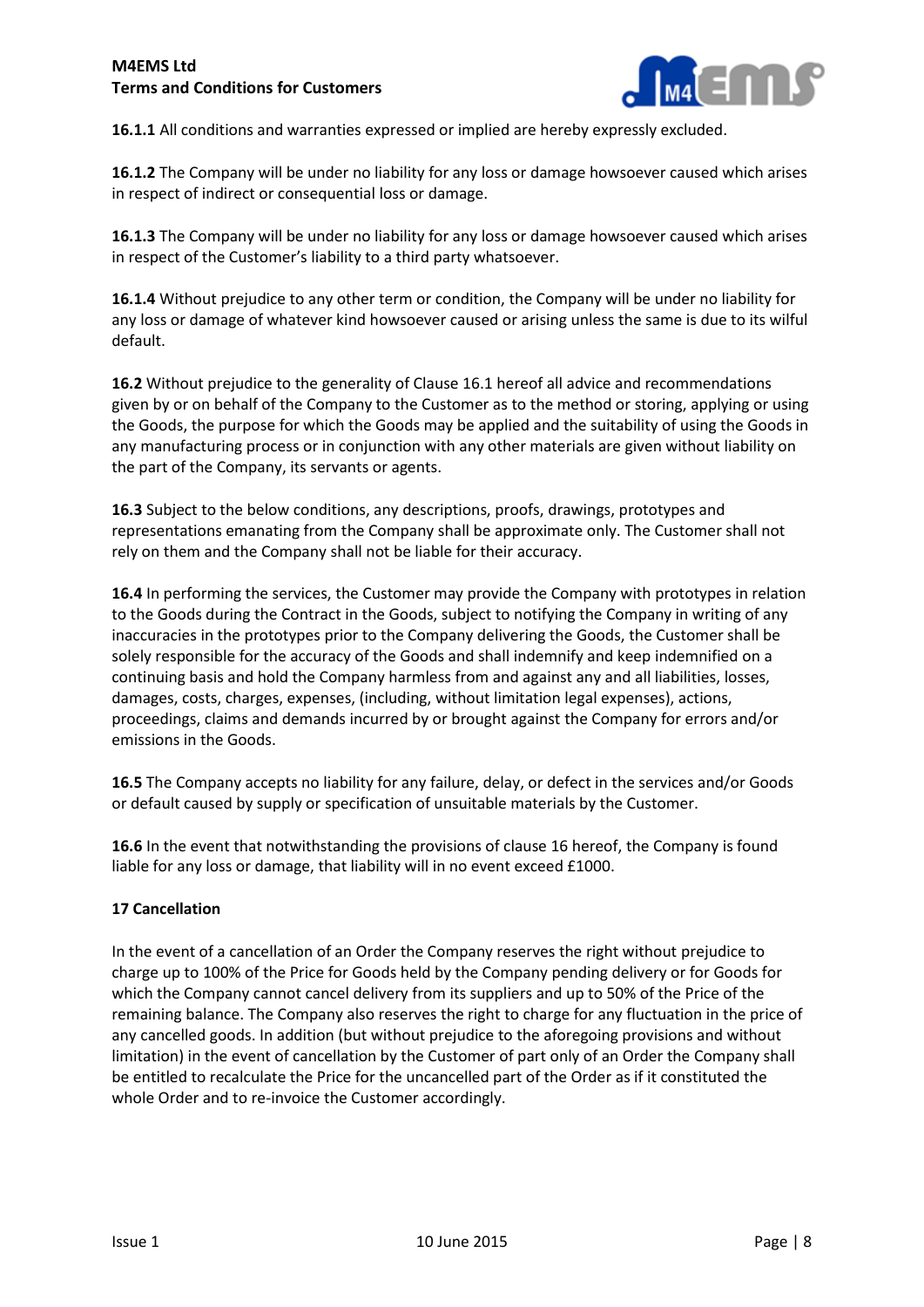**16.1.1** All conditions and warranties expressed or implied are hereby expressly excluded.

**16.1.2** The Company will be under no liability for any loss or damage howsoever caused which arises in respect of indirect or consequential loss or damage.

**16.1.3** The Company will be under no liability for any loss or damage howsoever caused which arises in respect of the Customer's liability to a third party whatsoever.

**16.1.4** Without prejudice to any other term or condition, the Company will be under no liability for any loss or damage of whatever kind howsoever caused or arising unless the same is due to its wilful default.

**16.2** Without prejudice to the generality of Clause 16.1 hereof all advice and recommendations given by or on behalf of the Company to the Customer as to the method or storing, applying or using the Goods, the purpose for which the Goods may be applied and the suitability of using the Goods in any manufacturing process or in conjunction with any other materials are given without liability on the part of the Company, its servants or agents.

**16.3** Subject to the below conditions, any descriptions, proofs, drawings, prototypes and representations emanating from the Company shall be approximate only. The Customer shall not rely on them and the Company shall not be liable for their accuracy.

**16.4** In performing the services, the Customer may provide the Company with prototypes in relation to the Goods during the Contract in the Goods, subject to notifying the Company in writing of any inaccuracies in the prototypes prior to the Company delivering the Goods, the Customer shall be solely responsible for the accuracy of the Goods and shall indemnify and keep indemnified on a continuing basis and hold the Company harmless from and against any and all liabilities, losses, damages, costs, charges, expenses, (including, without limitation legal expenses), actions, proceedings, claims and demands incurred by or brought against the Company for errors and/or emissions in the Goods.

**16.5** The Company accepts no liability for any failure, delay, or defect in the services and/or Goods or default caused by supply or specification of unsuitable materials by the Customer.

**16.6** In the event that notwithstanding the provisions of clause 16 hereof, the Company is found liable for any loss or damage, that liability will in no event exceed £1000.

**17 Cancellation**

In the event of a cancellation of an Order the Company reserves the right without prejudice to charge up to 100% of the Price for Goods held by the Company pending delivery or for Goods for which the Company cannot cancel delivery from its suppliers and up to 50% of the Price of the remaining balance. The Company also reserves the right to charge for any fluctuation in the price of any cancelled goods. In addition (but without prejudice to the aforegoing provisions and without limitation) in the event of cancellation by the Customer of part only of an Order the Company shall be entitled to recalculate the Price for the uncancelled part of the Order as if it constituted the whole Order and to re-invoice the Customer accordingly.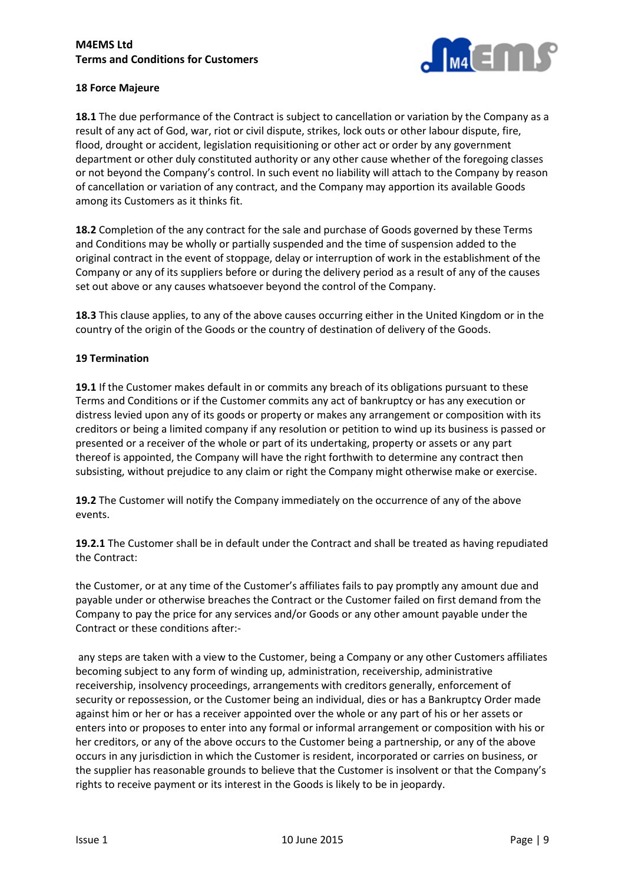## 18 Force Majeure

**18.1** The due performance of the Contract is subject to cancellation or variation by the Company as a result of any act of God, war, riot or civil dispute, strikes, lock outs or other labour dispute, fire, flood, drought or accident, legislation requisitioning or other act or order by any government department or other duly constituted authority or any other cause whether of the foregoing classes or not beyond the Company's control. In such event no liability will attach to the Company by reason of cancellation or variation of any contract, and the Company may apportion its available Goods among its Customers as it thinks fit.

**18.2** Completion of the any contract for the sale and purchase of Goods governed by these Terms and Conditions may be wholly or partially suspended and the time of suspension added to the original contract in the event of stoppage, delay or interruption of work in the establishment of the Company or any of its suppliers before or during the delivery period as a result of any of the causes set out above or any causes whatsoever beyond the control of the Company.

**18.3** This clause applies, to any of the above causes occurring either in the United Kingdom or in the country of the origin of the Goods or the country of destination of delivery of the Goods.

## 19 Termination

**19.1** If the Customer makes default in or commits any breach of its obligations pursuant to these Terms and Conditions or if the Customer commits any act of bankruptcy or has any execution or distress levied upon any of its goods or property or makes any arrangement or composition with its creditors or being a limited company if any resolution or petition to wind up its business is passed or presented or a receiver of the whole or part of its undertaking, property or assets or any part thereof is appointed, the Company will have the right forthwith to determine any contract then subsisting, without prejudice to any claim or right the Company might otherwise make or exercise.

**19.2** The Customer will notify the Company immediately on the occurrence of any of the above events.

**19.2.1** The Customer shall be in default under the Contract and shall be treated as having repudiated the Contract:

the Customer, or at any time of the Customer's affiliates fails to pay promptly any amount due and payable under or otherwise breaches the Contract or the Customer failed on first demand from the Company to pay the price for any services and/or Goods or any other amount payable under the Contract or these conditions after:-

any steps are taken with a view to the Customer, being a Company or any other Customers affiliates becoming subject to any form of winding up, administration, receivership, administrative receivership, insolvency proceedings, arrangements with creditors generally, enforcement of security or repossession, or the Customer being an individual, dies or has a Bankruptcy Order made against him or her or has a receiver appointed over the whole or any part of his or her assets or enters into or proposes to enter into any formal or informal arrangement or composition with his or her creditors, or any of the above occurs to the Customer being a partnership, or any of the above occurs in any jurisdiction in which the Customer is resident, incorporated or carries on business, or the supplier has reasonable grounds to believe that the Customer is insolvent or that the Company's rights to receive payment or its interest in the Goods is likely to be in jeopardy.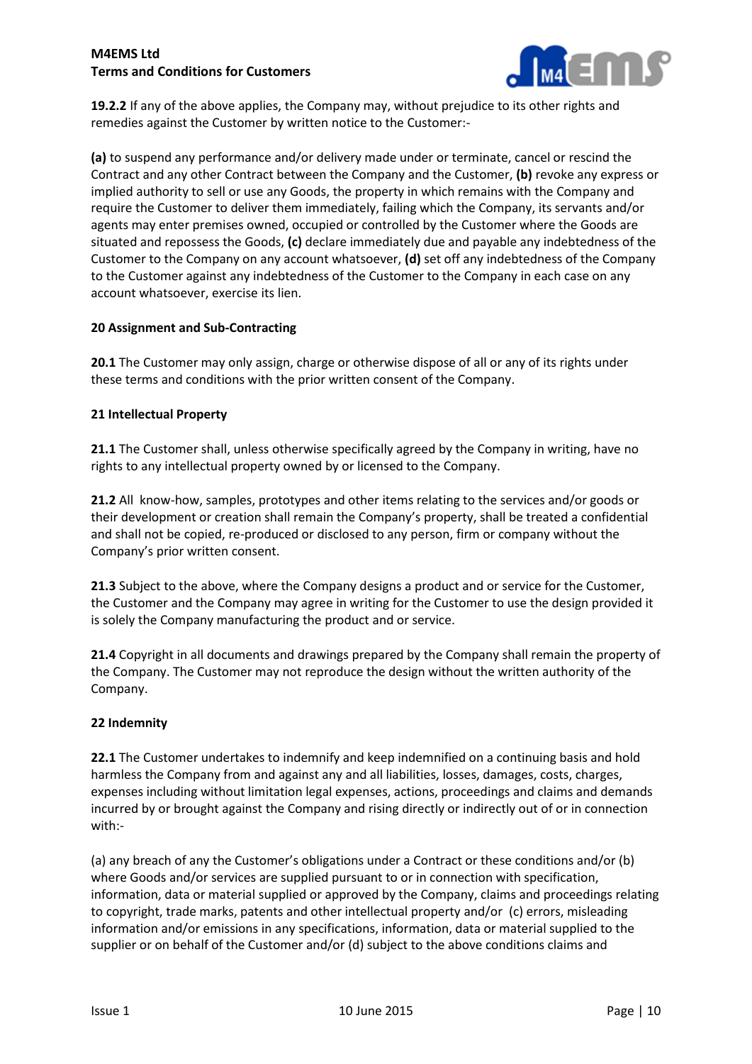**19.2.2** If any of the above applies, the Company may, without prejudice to its other rights and remedies against the Customer by written notice to the Customer:-

**(a)** to suspend any performance and/or delivery made under or terminate, cancel or rescind the Contract and any other Contract between the Company and the Customer, **(b)** revoke any express or implied authority to sell or use any Goods, the property in which remains with the Company and require the Customer to deliver them immediately, failing which the Company, its servants and/or agents may enter premises owned, occupied or controlled by the Customer where the Goods are situated and repossess the Goods, **(c)** declare immediately due and payable any indebtedness of the Customer to the Company on any account whatsoever, **(d)** set off any indebtedness of the Company to the Customer against any indebtedness of the Customer to the Company in each case on any account whatsoever, exercise its lien.

**20 Assignment and Sub-Contracting**

**20.1** The Customer may only assign, charge or otherwise dispose of all or any of its rights under these terms and conditions with the prior written consent of the Company.

**21 Intellectual Property**

**21.1** The Customer shall, unless otherwise specifically agreed by the Company in writing, have no rights to any intellectual property owned by or licensed to the Company.

**21.2** All know-how, samples, prototypes and other items relating to the services and/or goods or their development or creation shall remain the Company's property, shall be treated a confidential and shall not be copied, re-produced or disclosed to any person, firm or company without the Company's prior written consent.

**21.3** Subject to the above, where the Company designs a product and or service for the Customer, the Customer and the Company may agree in writing for the Customer to use the design provided it is solely the Company manufacturing the product and or service.

**21.4** Copyright in all documents and drawings prepared by the Company shall remain the property of the Company. The Customer may not reproduce the design without the written authority of the Company.

**22 Indemnity**

**22.1** The Customer undertakes to indemnify and keep indemnified on a continuing basis and hold harmless the Company from and against any and all liabilities, losses, damages, costs, charges, expenses including without limitation legal expenses, actions, proceedings and claims and demands incurred by or brought against the Company and rising directly or indirectly out of or in connection with:-

(a) any breach of any the Customer's obligations under a Contract or these conditions and/or (b) where Goods and/or services are supplied pursuant to or in connection with specification, information, data or material supplied or approved by the Company, claims and proceedings relating to copyright, trade marks, patents and other intellectual property and/or (c) errors, misleading information and/or emissions in any specifications, information, data or material supplied to the supplier or on behalf of the Customer and/or (d) subject to the above conditions claims and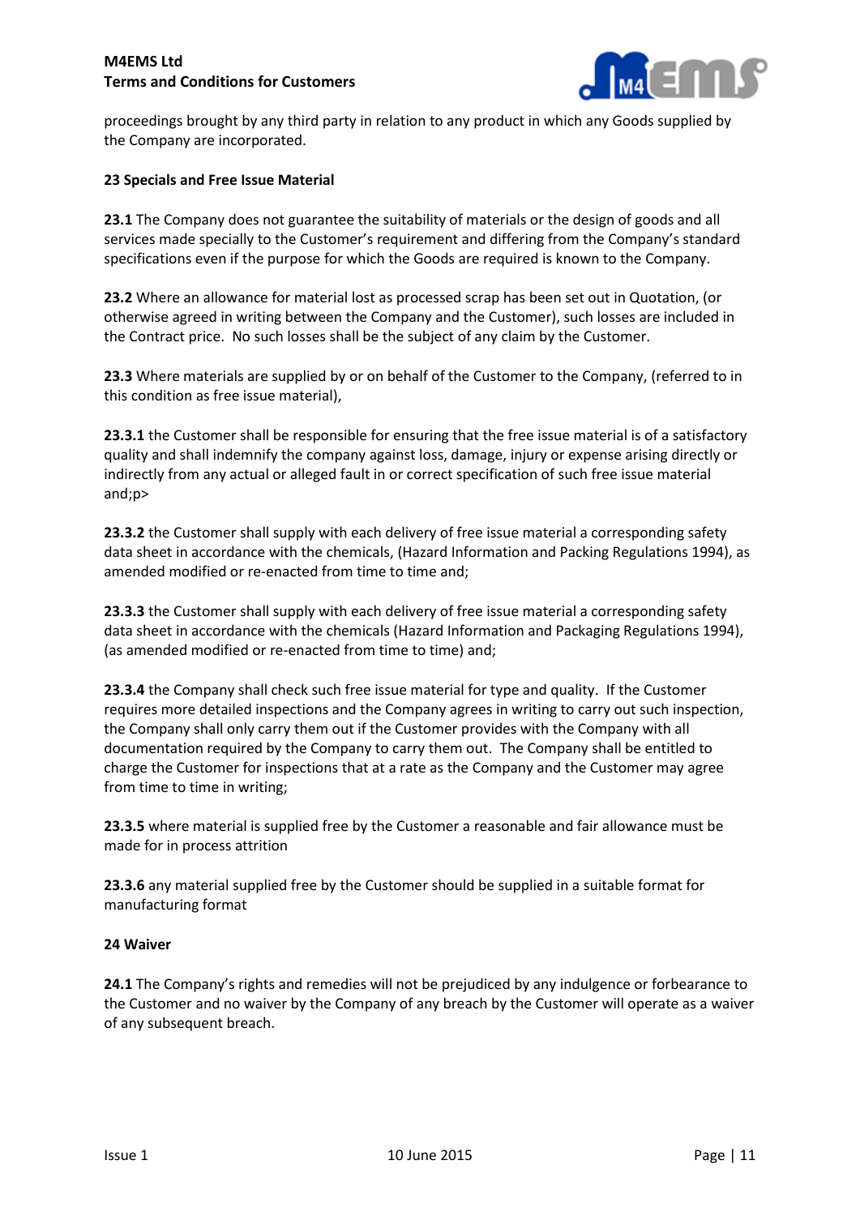proceedings brought by any third party in relation to any product in which any Goods supplied by the Company are incorporated.

**23 Specials and Free Issue Material**

**23.1** The Company does not guarantee the suitability of materials or the design of goods and all services made specially to the Customer's requirement and differing from the Company's standard specifications even if the purpose for which the Goods are required is known to the Company.

**23.2** Where an allowance for material lost as processed scrap has been set out in Quotation, (or otherwise agreed in writing between the Company and the Customer), such losses are included in the Contract price. No such losses shall be the subject of any claim by the Customer.

**23.3** Where materials are supplied by or on behalf of the Customer to the Company, (referred to in this condition as free issue material),

**23.3.1** the Customer shall be responsible for ensuring that the free issue material is of a satisfactory quality and shall indemnify the company against loss, damage, injury or expense arising directly or indirectly from any actual or alleged fault in or correct specification of such free issue material and;p>

**23.3.2** the Customer shall supply with each delivery of free issue material a corresponding safety data sheet in accordance with the chemicals, (Hazard Information and Packing Regulations 1994), as amended modified or re-enacted from time to time and;

**23.3.3** the Customer shall supply with each delivery of free issue material a corresponding safety data sheet in accordance with the chemicals (Hazard Information and Packaging Regulations 1994), (as amended modified or re-enacted from time to time) and;

**23.3.4** the Company shall check such free issue material for type and quality. If the Customer requires more detailed inspections and the Company agrees in writing to carry out such inspection, the Company shall only carry them out if the Customer provides with the Company with all documentation required by the Company to carry them out. The Company shall be entitled to charge the Customer for inspections that at a rate as the Company and the Customer may agree from time to time in writing;

**23.3.5** where material is supplied free by the Customer a reasonable and fair allowance must be made for in process attrition

**23.3.6** any material supplied free by the Customer should be supplied in a suitable format for manufacturing format

**24 Waiver**

**24.1** The Company's rights and remedies will not be prejudiced by any indulgence or forbearance to the Customer and no waiver by the Company of any breach by the Customer will operate as a waiver of any subsequent breach.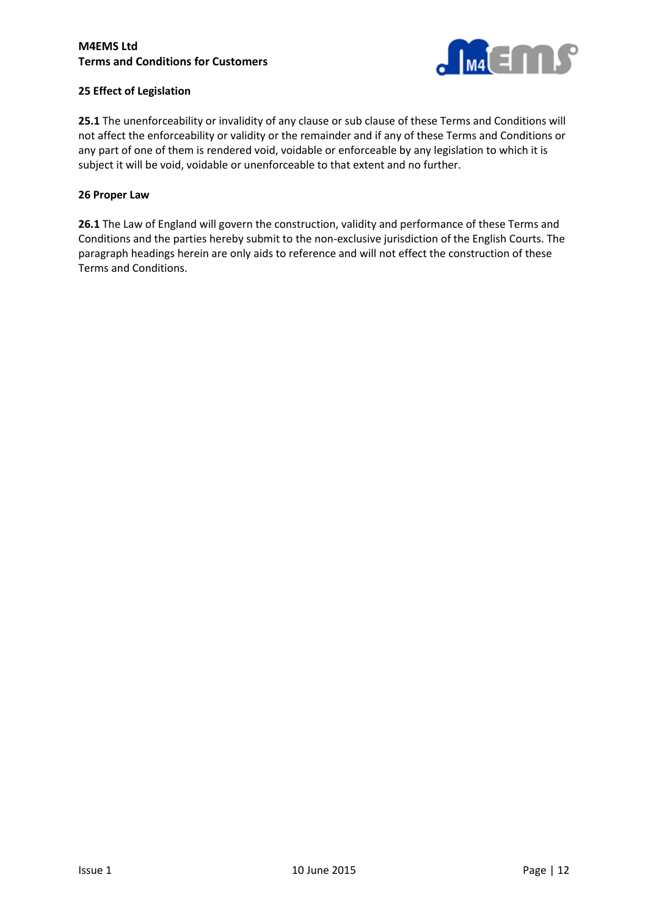## 25 Effect of Legislation

**25.1** The unenforceability or invalidity of any clause or sub clause of these Terms and Conditions will not affect the enforceability or validity or the remainder and if any of these Terms and Conditions or any part of one of them is rendered void, voidable or enforceable by any legislation to which it is subject it will be void, voidable or unenforceable to that extent and no further.

## 26 Proper Law

**26.1** The Law of England will govern the construction, validity and performance of these Terms and Conditions and the parties hereby submit to the non-exclusive jurisdiction of the English Courts. The paragraph headings herein are only aids to reference and will not effect the construction of these Terms and Conditions.